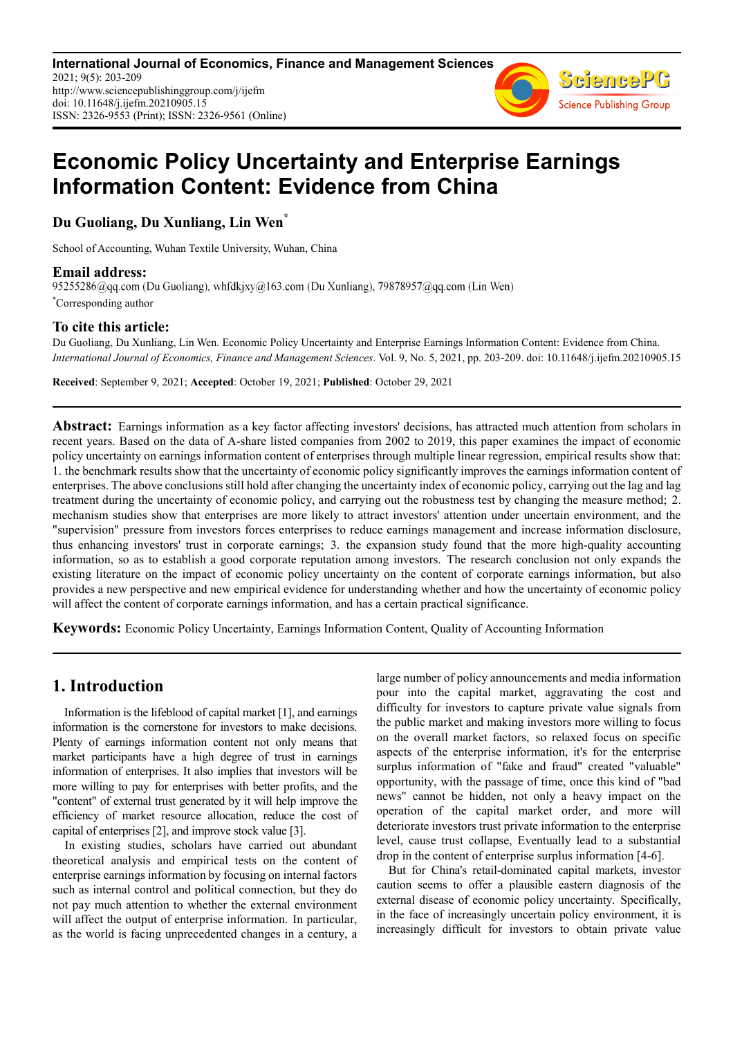International Journal of Economics, Finance and Management Sciences
2021; 9(5): 203-209
http://www.sciencepublishinggroup.com/j/ijefm
doi: 10.11648/j.ijefm.20210905.15
ISSN: 2326-9553 (Print); ISSN: 2326-9561 (Online)

# Economic Policy Uncertainty and Enterprise Earnings Information Content: Evidence from China

**Du Guoliang, Du Xunliang, Lin Wen***

School of Accounting, Wuhan Textile University, Wuhan, China

## Email address:

95255286@qq.com (Du Guoliang), whfdkjxy@163.com (Du Xunliang), 79878957@qq.com (Lin Wen)

*Corresponding author

## To cite this article:

Du Guoliang, Du Xunliang, Lin Wen. Economic Policy Uncertainty and Enterprise Earnings Information Content: Evidence from China. *International Journal of Economics, Finance and Management Sciences*. Vol. 9, No. 5, 2021, pp. 203-209. doi: 10.11648/j.ijefm.20210905.15

**Received**: September 9, 2021; **Accepted**: October 19, 2021; **Published**: October 29, 2021

---

**Abstract:** Earnings information as a key factor affecting investors' decisions, has attracted much attention from scholars in recent years. Based on the data of A-share listed companies from 2002 to 2019, this paper examines the impact of economic policy uncertainty on earnings information content of enterprises through multiple linear regression, empirical results show that: 1. the benchmark results show that the uncertainty of economic policy significantly improves the earnings information content of enterprises. The above conclusions still hold after changing the uncertainty index of economic policy, carrying out the lag and lag treatment during the uncertainty of economic policy, and carrying out the robustness test by changing the measure method; 2. mechanism studies show that enterprises are more likely to attract investors' attention under uncertain environment, and the "supervision" pressure from investors forces enterprises to reduce earnings management and increase information disclosure, thus enhancing investors' trust in corporate earnings; 3. the expansion study found that the more high-quality accounting information, so as to establish a good corporate reputation among investors. The research conclusion not only expands the existing literature on the impact of economic policy uncertainty on the content of corporate earnings information, but also provides a new perspective and new empirical evidence for understanding whether and how the uncertainty of economic policy will affect the content of corporate earnings information, and has a certain practical significance.

**Keywords:** Economic Policy Uncertainty, Earnings Information Content, Quality of Accounting Information

---

## 1. Introduction

Information is the lifeblood of capital market [1], and earnings information is the cornerstone for investors to make decisions. Plenty of earnings information content not only means that market participants have a high degree of trust in earnings information of enterprises. It also implies that investors will be more willing to pay for enterprises with better profits, and the "content" of external trust generated by it will help improve the efficiency of market resource allocation, reduce the cost of capital of enterprises [2], and improve stock value [3].

In existing studies, scholars have carried out abundant theoretical analysis and empirical tests on the content of enterprise earnings information by focusing on internal factors such as internal control and political connection, but they do not pay much attention to whether the external environment will affect the output of enterprise information. In particular, as the world is facing unprecedented changes in a century, a large number of policy announcements and media information pour into the capital market, aggravating the cost and difficulty for investors to capture private value signals from the public market and making investors more willing to focus on the overall market factors, so relaxed focus on specific aspects of the enterprise information, it's for the enterprise surplus information of "fake and fraud" created "valuable" opportunity, with the passage of time, once this kind of "bad news" cannot be hidden, not only a heavy impact on the operation of the capital market order, and more will deteriorate investors trust private information to the enterprise level, cause trust collapse, Eventually lead to a substantial drop in the content of enterprise surplus information [4-6].

But for China's retail-dominated capital markets, investor caution seems to offer a plausible eastern diagnosis of the external disease of economic policy uncertainty. Specifically, in the face of increasingly uncertain policy environment, it is increasingly difficult for investors to obtain private value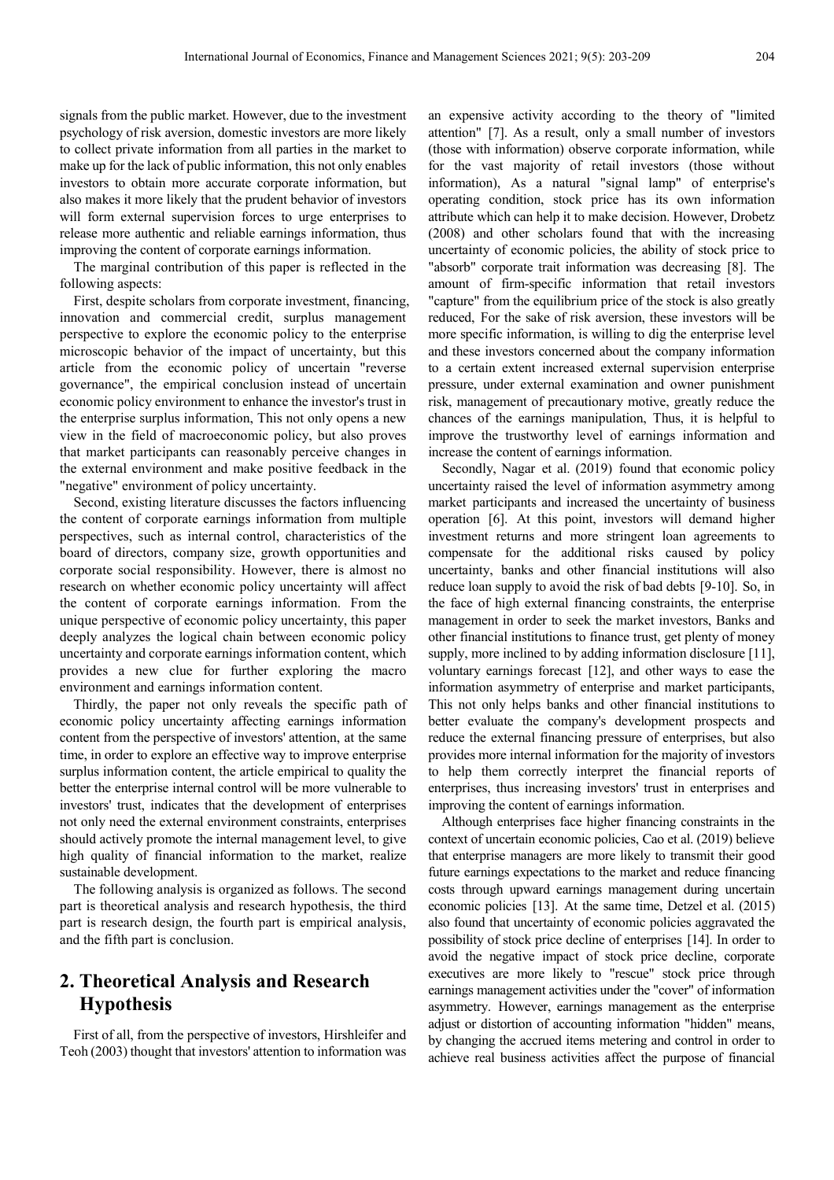signals from the public market. However, due to the investment psychology of risk aversion, domestic investors are more likely to collect private information from all parties in the market to make up for the lack of public information, this not only enables investors to obtain more accurate corporate information, but also makes it more likely that the prudent behavior of investors will form external supervision forces to urge enterprises to release more authentic and reliable earnings information, thus improving the content of corporate earnings information.

The marginal contribution of this paper is reflected in the following aspects:

First, despite scholars from corporate investment, financing, innovation and commercial credit, surplus management perspective to explore the economic policy to the enterprise microscopic behavior of the impact of uncertainty, but this article from the economic policy of uncertain "reverse governance", the empirical conclusion instead of uncertain economic policy environment to enhance the investor's trust in the enterprise surplus information, This not only opens a new view in the field of macroeconomic policy, but also proves that market participants can reasonably perceive changes in the external environment and make positive feedback in the "negative" environment of policy uncertainty.

Second, existing literature discusses the factors influencing the content of corporate earnings information from multiple perspectives, such as internal control, characteristics of the board of directors, company size, growth opportunities and corporate social responsibility. However, there is almost no research on whether economic policy uncertainty will affect the content of corporate earnings information. From the unique perspective of economic policy uncertainty, this paper deeply analyzes the logical chain between economic policy uncertainty and corporate earnings information content, which provides a new clue for further exploring the macro environment and earnings information content.

Thirdly, the paper not only reveals the specific path of economic policy uncertainty affecting earnings information content from the perspective of investors' attention, at the same time, in order to explore an effective way to improve enterprise surplus information content, the article empirical to quality the better the enterprise internal control will be more vulnerable to investors' trust, indicates that the development of enterprises not only need the external environment constraints, enterprises should actively promote the internal management level, to give high quality of financial information to the market, realize sustainable development.

The following analysis is organized as follows. The second part is theoretical analysis and research hypothesis, the third part is research design, the fourth part is empirical analysis, and the fifth part is conclusion.

## 2. Theoretical Analysis and Research Hypothesis

First of all, from the perspective of investors, Hirshleifer and Teoh (2003) thought that investors' attention to information was an expensive activity according to the theory of "limited attention" [7]. As a result, only a small number of investors (those with information) observe corporate information, while for the vast majority of retail investors (those without information), As a natural "signal lamp" of enterprise's operating condition, stock price has its own information attribute which can help it to make decision. However, Drobetz (2008) and other scholars found that with the increasing uncertainty of economic policies, the ability of stock price to "absorb" corporate trait information was decreasing [8]. The amount of firm-specific information that retail investors "capture" from the equilibrium price of the stock is also greatly reduced, For the sake of risk aversion, these investors will be more specific information, is willing to dig the enterprise level and these investors concerned about the company information to a certain extent increased external supervision enterprise pressure, under external examination and owner punishment risk, management of precautionary motive, greatly reduce the chances of the earnings manipulation, Thus, it is helpful to improve the trustworthy level of earnings information and increase the content of earnings information.

Secondly, Nagar et al. (2019) found that economic policy uncertainty raised the level of information asymmetry among market participants and increased the uncertainty of business operation [6]. At this point, investors will demand higher investment returns and more stringent loan agreements to compensate for the additional risks caused by policy uncertainty, banks and other financial institutions will also reduce loan supply to avoid the risk of bad debts [9-10]. So, in the face of high external financing constraints, the enterprise management in order to seek the market investors, Banks and other financial institutions to finance trust, get plenty of money supply, more inclined to by adding information disclosure [11], voluntary earnings forecast [12], and other ways to ease the information asymmetry of enterprise and market participants, This not only helps banks and other financial institutions to better evaluate the company's development prospects and reduce the external financing pressure of enterprises, but also provides more internal information for the majority of investors to help them correctly interpret the financial reports of enterprises, thus increasing investors' trust in enterprises and improving the content of earnings information.

Although enterprises face higher financing constraints in the context of uncertain economic policies, Cao et al. (2019) believe that enterprise managers are more likely to transmit their good future earnings expectations to the market and reduce financing costs through upward earnings management during uncertain economic policies [13]. At the same time, Detzel et al. (2015) also found that uncertainty of economic policies aggravated the possibility of stock price decline of enterprises [14]. In order to avoid the negative impact of stock price decline, corporate executives are more likely to "rescue" stock price through earnings management activities under the "cover" of information asymmetry. However, earnings management as the enterprise adjust or distortion of accounting information "hidden" means, by changing the accrued items metering and control in order to achieve real business activities affect the purpose of financial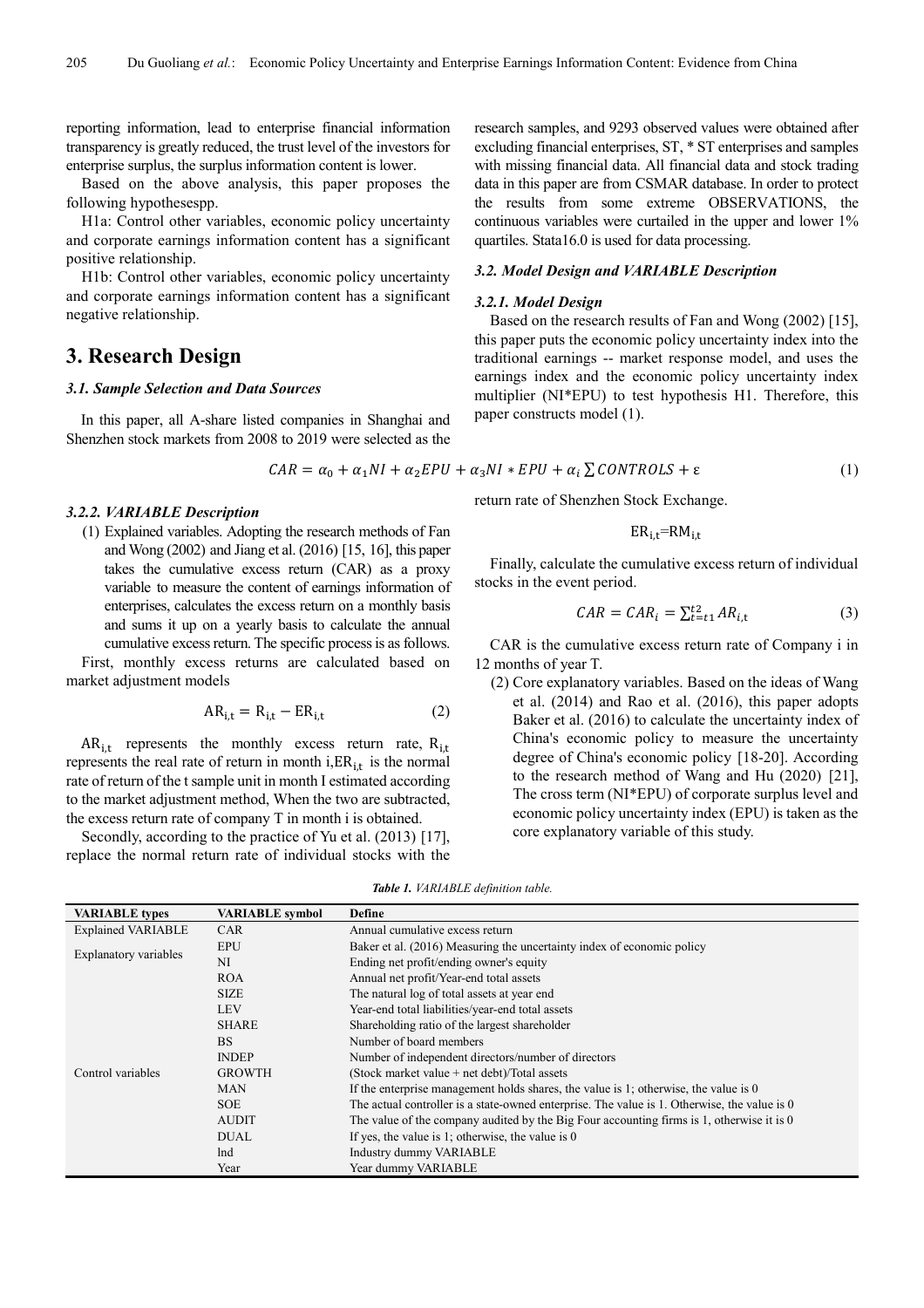reporting information, lead to enterprise financial information transparency is greatly reduced, the trust level of the investors for enterprise surplus, the surplus information content is lower.

Based on the above analysis, this paper proposes the following hypothesespp.

H1a: Control other variables, economic policy uncertainty and corporate earnings information content has a significant positive relationship.

H1b: Control other variables, economic policy uncertainty and corporate earnings information content has a significant negative relationship.

## 3. Research Design

### *3.1. Sample Selection and Data Sources*

In this paper, all A-share listed companies in Shanghai and Shenzhen stock markets from 2008 to 2019 were selected as the research samples, and 9293 observed values were obtained after excluding financial enterprises, ST, * ST enterprises and samples with missing financial data. All financial data and stock trading data in this paper are from CSMAR database. In order to protect the results from some extreme OBSERVATIONS, the continuous variables were curtailed in the upper and lower 1% quartiles. Stata16.0 is used for data processing.

### *3.2. Model Design and VARIABLE Description*

#### *3.2.1. Model Design*

Based on the research results of Fan and Wong (2002) [15], this paper puts the economic policy uncertainty index into the traditional earnings -- market response model, and uses the earnings index and the economic policy uncertainty index multiplier (NI*EPU) to test hypothesis H1. Therefore, this paper constructs model (1).

$$CAR = \alpha_0 + \alpha_1 NI + \alpha_2 EPU + \alpha_3 NI * EPU + \alpha_i \sum CONTROLS + \varepsilon \tag{1}$$

#### *3.2.2. VARIABLE Description*

(1) Explained variables. Adopting the research methods of Fan and Wong (2002) and Jiang et al. (2016) [15, 16], this paper takes the cumulative excess return (CAR) as a proxy variable to measure the content of earnings information of enterprises, calculates the excess return on a monthly basis and sums it up on a yearly basis to calculate the annual cumulative excess return. The specific process is as follows.

First, monthly excess returns are calculated based on market adjustment models

$$AR_{i,t} = R_{i,t} - ER_{i,t} \tag{2}$$

$AR_{i,t}$ represents the monthly excess return rate, $R_{i,t}$ represents the real rate of return in month i,$ER_{i,t}$ is the normal rate of return of the t sample unit in month I estimated according to the market adjustment method, When the two are subtracted, the excess return rate of company T in month i is obtained.

Secondly, according to the practice of Yu et al. (2013) [17], replace the normal return rate of individual stocks with the return rate of Shenzhen Stock Exchange.

$$ER_{i,t}=RM_{i,t}$$

Finally, calculate the cumulative excess return of individual stocks in the event period.

$$CAR = CAR_i = \sum_{t=t1}^{t2} AR_{i,t} \tag{3}$$

CAR is the cumulative excess return rate of Company i in 12 months of year T.

(2) Core explanatory variables. Based on the ideas of Wang et al. (2014) and Rao et al. (2016), this paper adopts Baker et al. (2016) to calculate the uncertainty index of China's economic policy to measure the uncertainty degree of China's economic policy [18-20]. According to the research method of Wang and Hu (2020) [21], The cross term (NI*EPU) of corporate surplus level and economic policy uncertainty index (EPU) is taken as the core explanatory variable of this study.

*Table 1. VARIABLE definition table.*

| VARIABLE types | VARIABLE symbol | Define |
|---|---|---|
| Explained VARIABLE | CAR | Annual cumulative excess return |
| Explanatory variables | EPU | Baker et al. (2016) Measuring the uncertainty index of economic policy |
| | NI | Ending net profit/ending owner's equity |
| Control variables | ROA | Annual net profit/Year-end total assets |
| | SIZE | The natural log of total assets at year end |
| | LEV | Year-end total liabilities/year-end total assets |
| | SHARE | Shareholding ratio of the largest shareholder |
| | BS | Number of board members |
| | INDEP | Number of independent directors/number of directors |
| | GROWTH | (Stock market value + net debt)/Total assets |
| | MAN | If the enterprise management holds shares, the value is 1; otherwise, the value is 0 |
| | SOE | The actual controller is a state-owned enterprise. The value is 1. Otherwise, the value is 0 |
| | AUDIT | The value of the company audited by the Big Four accounting firms is 1, otherwise it is 0 |
| | DUAL | If yes, the value is 1; otherwise, the value is 0 |
| | Ind | Industry dummy VARIABLE |
| | Year | Year dummy VARIABLE |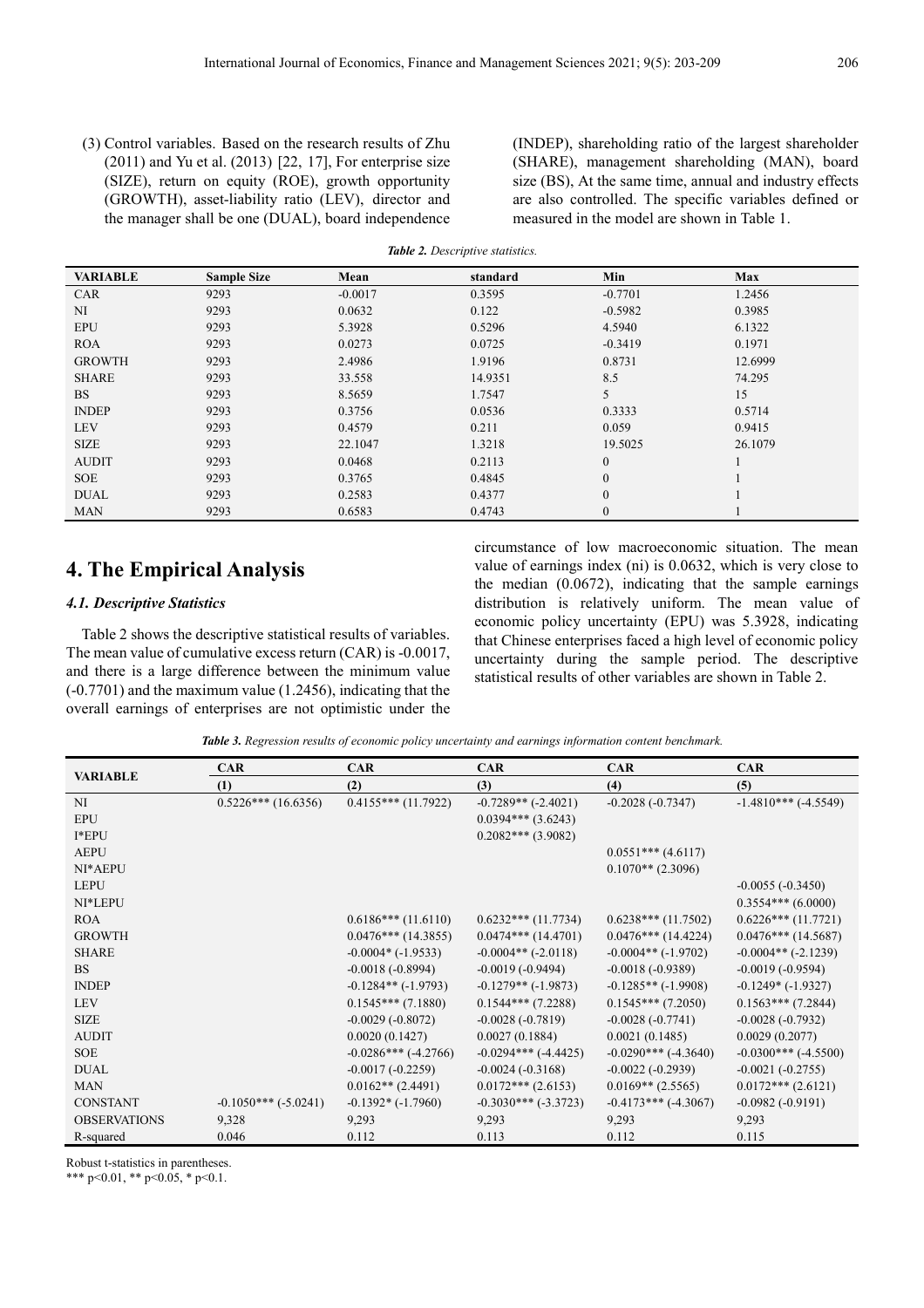(3) Control variables. Based on the research results of Zhu (2011) and Yu et al. (2013) [22, 17], For enterprise size (SIZE), return on equity (ROE), growth opportunity (GROWTH), asset-liability ratio (LEV), director and the manager shall be one (DUAL), board independence (INDEP), shareholding ratio of the largest shareholder (SHARE), management shareholding (MAN), board size (BS), At the same time, annual and industry effects are also controlled. The specific variables defined or measured in the model are shown in Table 1.

***Table 2.*** *Descriptive statistics.*

| VARIABLE | Sample Size | Mean | standard | Min | Max |
|---|---|---|---|---|---|
| CAR | 9293 | -0.0017 | 0.3595 | -0.7701 | 1.2456 |
| NI | 9293 | 0.0632 | 0.122 | -0.5982 | 0.3985 |
| EPU | 9293 | 5.3928 | 0.5296 | 4.5940 | 6.1322 |
| ROA | 9293 | 0.0273 | 0.0725 | -0.3419 | 0.1971 |
| GROWTH | 9293 | 2.4986 | 1.9196 | 0.8731 | 12.6999 |
| SHARE | 9293 | 33.558 | 14.9351 | 8.5 | 74.295 |
| BS | 9293 | 8.5659 | 1.7547 | 5 | 15 |
| INDEP | 9293 | 0.3756 | 0.0536 | 0.3333 | 0.5714 |
| LEV | 9293 | 0.4579 | 0.211 | 0.059 | 0.9415 |
| SIZE | 9293 | 22.1047 | 1.3218 | 19.5025 | 26.1079 |
| AUDIT | 9293 | 0.0468 | 0.2113 | 0 | 1 |
| SOE | 9293 | 0.3765 | 0.4845 | 0 | 1 |
| DUAL | 9293 | 0.2583 | 0.4377 | 0 | 1 |
| MAN | 9293 | 0.6583 | 0.4743 | 0 | 1 |

# 4. The Empirical Analysis

### *4.1. Descriptive Statistics*

Table 2 shows the descriptive statistical results of variables. The mean value of cumulative excess return (CAR) is -0.0017, and there is a large difference between the minimum value (-0.7701) and the maximum value (1.2456), indicating that the overall earnings of enterprises are not optimistic under the circumstance of low macroeconomic situation. The mean value of earnings index (ni) is 0.0632, which is very close to the median (0.0672), indicating that the sample earnings distribution is relatively uniform. The mean value of economic policy uncertainty (EPU) was 5.3928, indicating that Chinese enterprises faced a high level of economic policy uncertainty during the sample period. The descriptive statistical results of other variables are shown in Table 2.

***Table 3.*** *Regression results of economic policy uncertainty and earnings information content benchmark.*

| VARIABLE | CAR | CAR | CAR | CAR | CAR |
|---|---|---|---|---|---|
| | (1) | (2) | (3) | (4) | (5) |
| NI | 0.5226*** (16.6356) | 0.4155*** (11.7922) | -0.7289** (-2.4021) | -0.2028 (-0.7347) | -1.4810*** (-4.5549) |
| EPU | | | 0.0394*** (3.6243) | | |
| I*EPU | | | 0.2082*** (3.9082) | | |
| AEPU | | | | 0.0551*** (4.6117) | |
| NI*AEPU | | | | 0.1070** (2.3096) | |
| LEPU | | | | | -0.0055 (-0.3450) |
| NI*LEPU | | | | | 0.3554*** (6.0000) |
| ROA | | 0.6186*** (11.6110) | 0.6232*** (11.7734) | 0.6238*** (11.7502) | 0.6226*** (11.7721) |
| GROWTH | | 0.0476*** (14.3855) | 0.0474*** (14.4701) | 0.0476*** (14.4224) | 0.0476*** (14.5687) |
| SHARE | | -0.0004* (-1.9533) | -0.0004** (-2.0118) | -0.0004** (-1.9702) | -0.0004** (-2.1239) |
| BS | | -0.0018 (-0.8994) | -0.0019 (-0.9494) | -0.0018 (-0.9389) | -0.0019 (-0.9594) |
| INDEP | | -0.1284** (-1.9793) | -0.1279** (-1.9873) | -0.1285** (-1.9908) | -0.1249* (-1.9327) |
| LEV | | 0.1545*** (7.1880) | 0.1544*** (7.2288) | 0.1545*** (7.2050) | 0.1563*** (7.2844) |
| SIZE | | -0.0029 (-0.8072) | -0.0028 (-0.7819) | -0.0028 (-0.7741) | -0.0028 (-0.7932) |
| AUDIT | | 0.0020 (0.1427) | 0.0027 (0.1884) | 0.0021 (0.1485) | 0.0029 (0.2077) |
| SOE | | -0.0286*** (-4.2766) | -0.0294*** (-4.4425) | -0.0290*** (-4.3640) | -0.0300*** (-4.5500) |
| DUAL | | -0.0017 (-0.2259) | -0.0024 (-0.3168) | -0.0022 (-0.2939) | -0.0021 (-0.2755) |
| MAN | | 0.0162** (2.4491) | 0.0172*** (2.6153) | 0.0169** (2.5565) | 0.0172*** (2.6121) |
| CONSTANT | -0.1050*** (-5.0241) | -0.1392* (-1.7960) | -0.3030*** (-3.3723) | -0.4173*** (-4.3067) | -0.0982 (-0.9191) |
| OBSERVATIONS | 9,328 | 9,293 | 9,293 | 9,293 | 9,293 |
| R-squared | 0.046 | 0.112 | 0.113 | 0.112 | 0.115 |

Robust t-statistics in parentheses.
*** p<0.01, ** p<0.05, * p<0.1.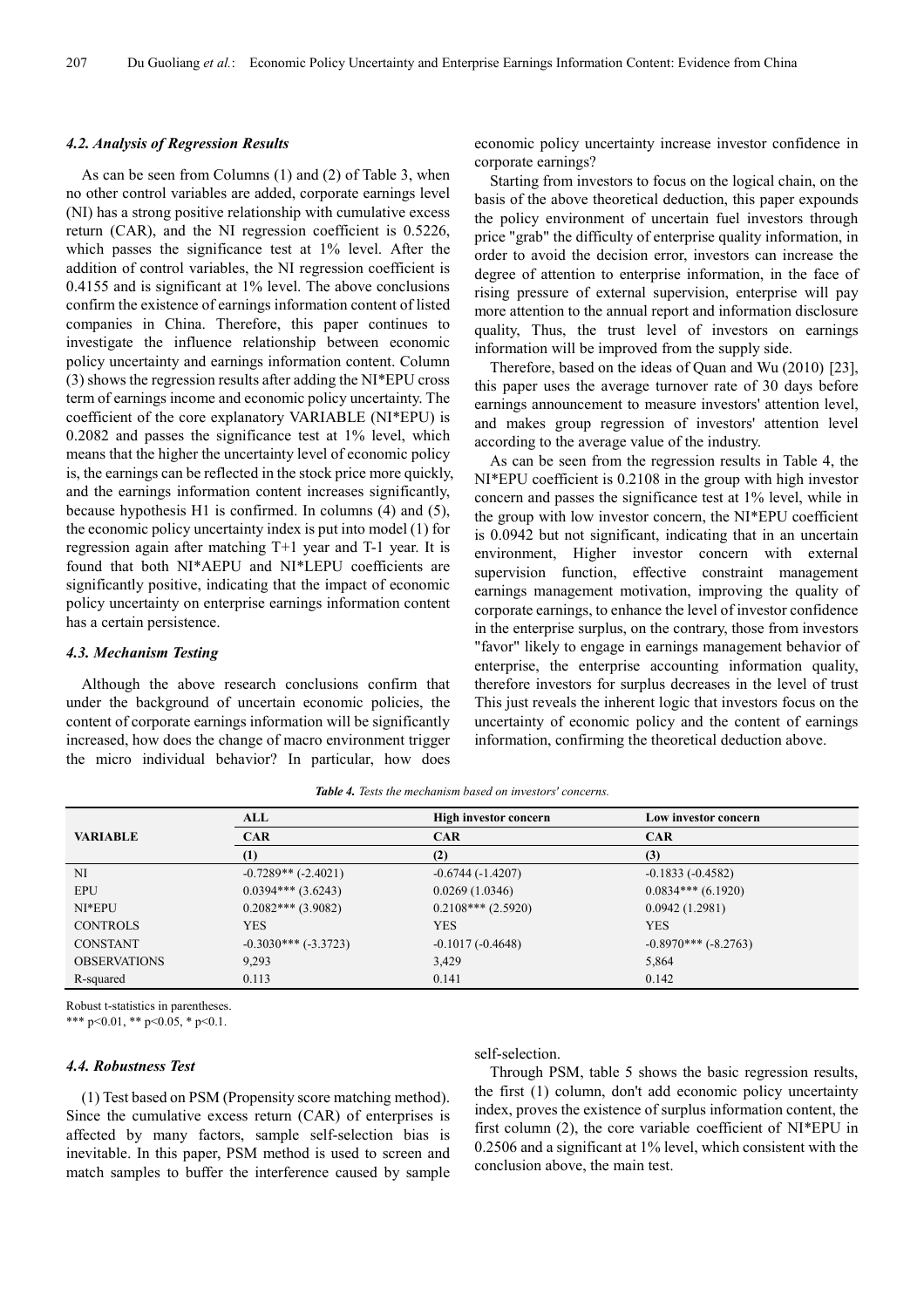### 4.2. Analysis of Regression Results

As can be seen from Columns (1) and (2) of Table 3, when no other control variables are added, corporate earnings level (NI) has a strong positive relationship with cumulative excess return (CAR), and the NI regression coefficient is 0.5226, which passes the significance test at 1% level. After the addition of control variables, the NI regression coefficient is 0.4155 and is significant at 1% level. The above conclusions confirm the existence of earnings information content of listed companies in China. Therefore, this paper continues to investigate the influence relationship between economic policy uncertainty and earnings information content. Column (3) shows the regression results after adding the NI*EPU cross term of earnings income and economic policy uncertainty. The coefficient of the core explanatory VARIABLE (NI*EPU) is 0.2082 and passes the significance test at 1% level, which means that the higher the uncertainty level of economic policy is, the earnings can be reflected in the stock price more quickly, and the earnings information content increases significantly, because hypothesis H1 is confirmed. In columns (4) and (5), the economic policy uncertainty index is put into model (1) for regression again after matching T+1 year and T-1 year. It is found that both NI*AEPU and NI*LEPU coefficients are significantly positive, indicating that the impact of economic policy uncertainty on enterprise earnings information content has a certain persistence.

### 4.3. Mechanism Testing

Although the above research conclusions confirm that under the background of uncertain economic policies, the content of corporate earnings information will be significantly increased, how does the change of macro environment trigger the micro individual behavior? In particular, how does economic policy uncertainty increase investor confidence in corporate earnings?

Starting from investors to focus on the logical chain, on the basis of the above theoretical deduction, this paper expounds the policy environment of uncertain fuel investors through price "grab" the difficulty of enterprise quality information, in order to avoid the decision error, investors can increase the degree of attention to enterprise information, in the face of rising pressure of external supervision, enterprise will pay more attention to the annual report and information disclosure quality, Thus, the trust level of investors on earnings information will be improved from the supply side.

Therefore, based on the ideas of Quan and Wu (2010) [23], this paper uses the average turnover rate of 30 days before earnings announcement to measure investors' attention level, and makes group regression of investors' attention level according to the average value of the industry.

As can be seen from the regression results in Table 4, the NI*EPU coefficient is 0.2108 in the group with high investor concern and passes the significance test at 1% level, while in the group with low investor concern, the NI*EPU coefficient is 0.0942 but not significant, indicating that in an uncertain environment, Higher investor concern with external supervision function, effective constraint management earnings management motivation, improving the quality of corporate earnings, to enhance the level of investor confidence in the enterprise surplus, on the contrary, those from investors "favor" likely to engage in earnings management behavior of enterprise, the enterprise accounting information quality, therefore investors for surplus decreases in the level of trust This just reveals the inherent logic that investors focus on the uncertainty of economic policy and the content of earnings information, confirming the theoretical deduction above.

*Table 4. Tests the mechanism based on investors' concerns.*

| VARIABLE | ALL | High investor concern | Low investor concern |
|---|---|---|---|
| | CAR | CAR | CAR |
| | (1) | (2) | (3) |
| NI | -0.7289** (-2.4021) | -0.6744 (-1.4207) | -0.1833 (-0.4582) |
| EPU | 0.0394*** (3.6243) | 0.0269 (1.0346) | 0.0834*** (6.1920) |
| NI*EPU | 0.2082*** (3.9082) | 0.2108*** (2.5920) | 0.0942 (1.2981) |
| CONTROLS | YES | YES | YES |
| CONSTANT | -0.3030*** (-3.3723) | -0.1017 (-0.4648) | -0.8970*** (-8.2763) |
| OBSERVATIONS | 9,293 | 3,429 | 5,864 |
| R-squared | 0.113 | 0.141 | 0.142 |

Robust t-statistics in parentheses.
*** p<0.01, ** p<0.05, * p<0.1.

### 4.4. Robustness Test

(1) Test based on PSM (Propensity score matching method). Since the cumulative excess return (CAR) of enterprises is affected by many factors, sample self-selection bias is inevitable. In this paper, PSM method is used to screen and match samples to buffer the interference caused by sample self-selection.

Through PSM, table 5 shows the basic regression results, the first (1) column, don't add economic policy uncertainty index, proves the existence of surplus information content, the first column (2), the core variable coefficient of NI*EPU in 0.2506 and a significant at 1% level, which consistent with the conclusion above, the main test.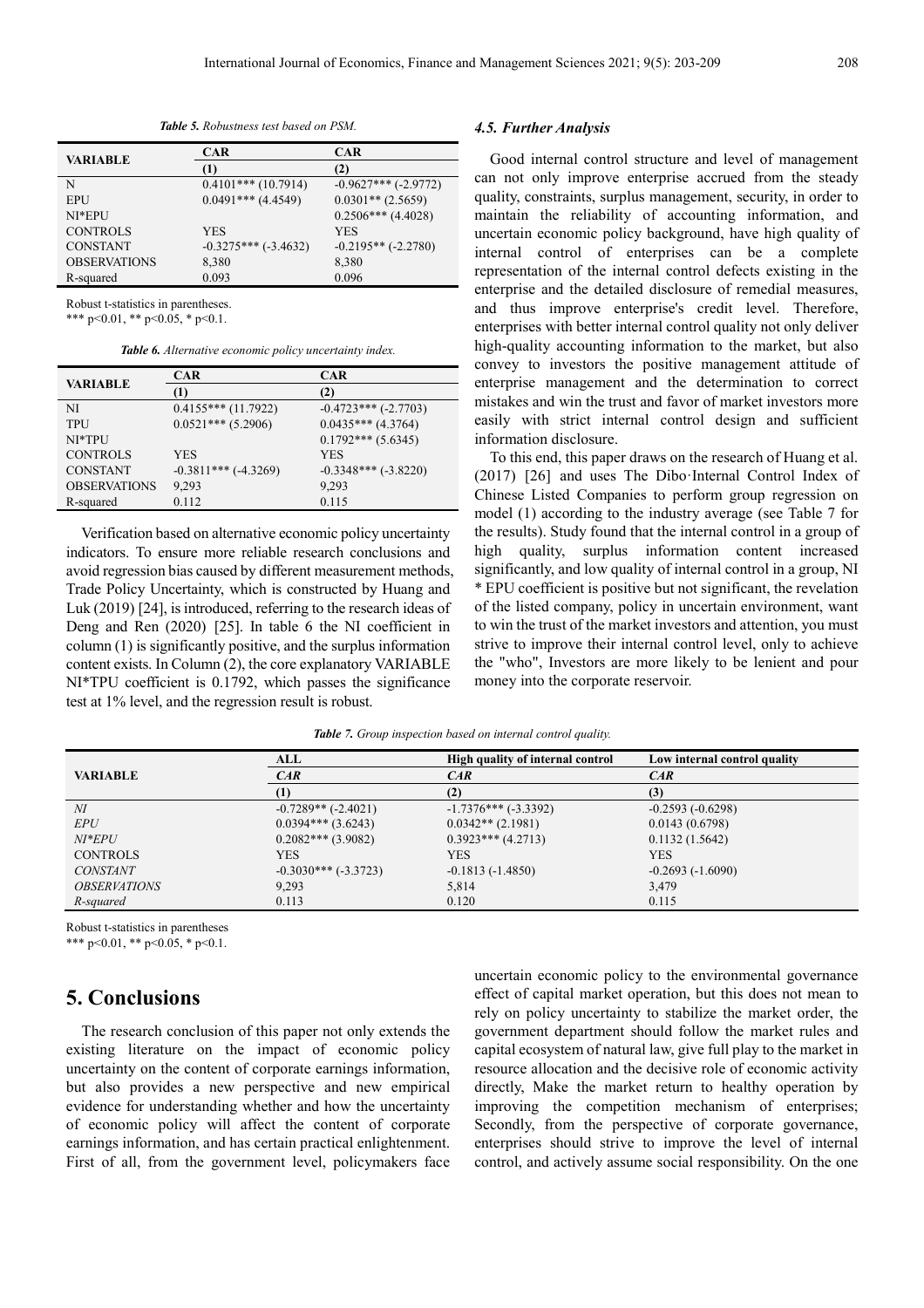*Table 5. Robustness test based on PSM.*

| VARIABLE | CAR | CAR |
|---|---|---|
| | (1) | (2) |
| N | 0.4101*** (10.7914) | -0.9627*** (-2.9772) |
| EPU | 0.0491*** (4.4549) | 0.0301** (2.5659) |
| NI*EPU | | 0.2506*** (4.4028) |
| CONTROLS | YES | YES |
| CONSTANT | -0.3275*** (-3.4632) | -0.2195** (-2.2780) |
| OBSERVATIONS | 8,380 | 8,380 |
| R-squared | 0.093 | 0.096 |

Robust t-statistics in parentheses.
*** p<0.01, ** p<0.05, * p<0.1.

*Table 6. Alternative economic policy uncertainty index.*

| VARIABLE | CAR | CAR |
|---|---|---|
| | (1) | (2) |
| NI | 0.4155*** (11.7922) | -0.4723*** (-2.7703) |
| TPU | 0.0521*** (5.2906) | 0.0435*** (4.3764) |
| NI*TPU | | 0.1792*** (5.6345) |
| CONTROLS | YES | YES |
| CONSTANT | -0.3811*** (-4.3269) | -0.3348*** (-3.8220) |
| OBSERVATIONS | 9,293 | 9,293 |
| R-squared | 0.112 | 0.115 |

Verification based on alternative economic policy uncertainty indicators. To ensure more reliable research conclusions and avoid regression bias caused by different measurement methods, Trade Policy Uncertainty, which is constructed by Huang and Luk (2019) [24], is introduced, referring to the research ideas of Deng and Ren (2020) [25]. In table 6 the NI coefficient in column (1) is significantly positive, and the surplus information content exists. In Column (2), the core explanatory VARIABLE NI*TPU coefficient is 0.1792, which passes the significance test at 1% level, and the regression result is robust.

### 4.5. Further Analysis

Good internal control structure and level of management can not only improve enterprise accrued from the steady quality, constraints, surplus management, security, in order to maintain the reliability of accounting information, and uncertain economic policy background, have high quality of internal control of enterprises can be a complete representation of the internal control defects existing in the enterprise and the detailed disclosure of remedial measures, and thus improve enterprise's credit level. Therefore, enterprises with better internal control quality not only deliver high-quality accounting information to the market, but also convey to investors the positive management attitude of enterprise management and the determination to correct mistakes and win the trust and favor of market investors more easily with strict internal control design and sufficient information disclosure.

To this end, this paper draws on the research of Huang et al. (2017) [26] and uses The Dibo·Internal Control Index of Chinese Listed Companies to perform group regression on model (1) according to the industry average (see Table 7 for the results). Study found that the internal control in a group of high quality, surplus information content increased significantly, and low quality of internal control in a group, NI * EPU coefficient is positive but not significant, the revelation of the listed company, policy in uncertain environment, want to win the trust of the market investors and attention, you must strive to improve their internal control level, only to achieve the "who", Investors are more likely to be lenient and pour money into the corporate reservoir.

*Table 7. Group inspection based on internal control quality.*

| VARIABLE | ALL | High quality of internal control | Low internal control quality |
|---|---|---|---|
| | *CAR* | *CAR* | *CAR* |
| | (1) | (2) | (3) |
| *NI* | -0.7289** (-2.4021) | -1.7376*** (-3.3392) | -0.2593 (-0.6298) |
| *EPU* | 0.0394*** (3.6243) | 0.0342** (2.1981) | 0.0143 (0.6798) |
| *NI*EPU* | 0.2082*** (3.9082) | 0.3923*** (4.2713) | 0.1132 (1.5642) |
| CONTROLS | YES | YES | YES |
| *CONSTANT* | -0.3030*** (-3.3723) | -0.1813 (-1.4850) | -0.2693 (-1.6090) |
| *OBSERVATIONS* | 9,293 | 5,814 | 3,479 |
| *R-squared* | 0.113 | 0.120 | 0.115 |

Robust t-statistics in parentheses
*** p<0.01, ** p<0.05, * p<0.1.

# 5. Conclusions

The research conclusion of this paper not only extends the existing literature on the impact of economic policy uncertainty on the content of corporate earnings information, but also provides a new perspective and new empirical evidence for understanding whether and how the uncertainty of economic policy will affect the content of corporate earnings information, and has certain practical enlightenment. First of all, from the government level, policymakers face uncertain economic policy to the environmental governance effect of capital market operation, but this does not mean to rely on policy uncertainty to stabilize the market order, the government department should follow the market rules and capital ecosystem of natural law, give full play to the market in resource allocation and the decisive role of economic activity directly, Make the market return to healthy operation by improving the competition mechanism of enterprises; Secondly, from the perspective of corporate governance, enterprises should strive to improve the level of internal control, and actively assume social responsibility. On the one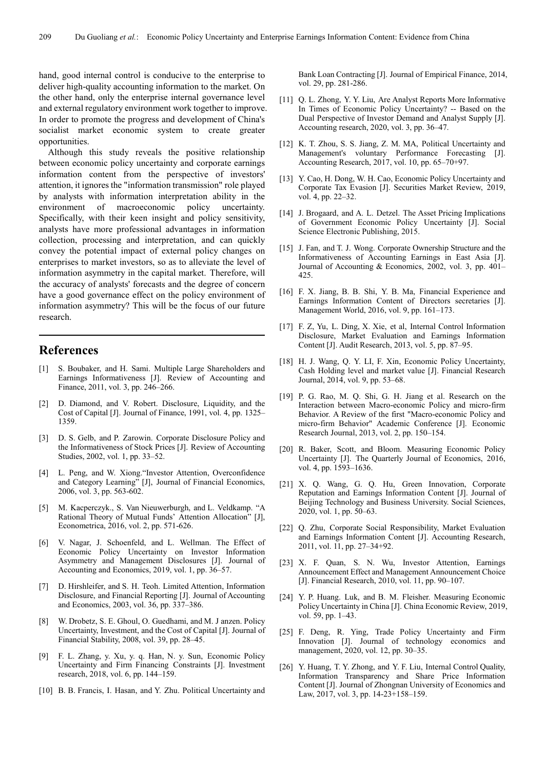hand, good internal control is conducive to the enterprise to deliver high-quality accounting information to the market. On the other hand, only the enterprise internal governance level and external regulatory environment work together to improve. In order to promote the progress and development of China's socialist market economic system to create greater opportunities.

Although this study reveals the positive relationship between economic policy uncertainty and corporate earnings information content from the perspective of investors' attention, it ignores the "information transmission" role played by analysts with information interpretation ability in the environment of macroeconomic policy uncertainty. Specifically, with their keen insight and policy sensitivity, analysts have more professional advantages in information collection, processing and interpretation, and can quickly convey the potential impact of external policy changes on enterprises to market investors, so as to alleviate the level of information asymmetry in the capital market. Therefore, will the accuracy of analysts' forecasts and the degree of concern have a good governance effect on the policy environment of information asymmetry? This will be the focus of our future research.

## References

[1] S. Boubaker, and H. Sami. Multiple Large Shareholders and Earnings Informativeness [J]. Review of Accounting and Finance, 2011, vol. 3, pp. 246–266.

[2] D. Diamond, and V. Robert. Disclosure, Liquidity, and the Cost of Capital [J]. Journal of Finance, 1991, vol. 4, pp. 1325–1359.

[3] D. S. Gelb, and P. Zarowin. Corporate Disclosure Policy and the Informativeness of Stock Prices [J]. Review of Accounting Studies, 2002, vol. 1, pp. 33–52.

[4] L. Peng, and W. Xiong."Investor Attention, Overconfidence and Category Learning" [J], Journal of Financial Economics, 2006, vol. 3, pp. 563-602.

[5] M. Kacperczyk., S. Van Nieuwerburgh, and L. Veldkamp. "A Rational Theory of Mutual Funds' Attention Allocation" [J], Econometrica, 2016, vol. 2, pp. 571-626.

[6] V. Nagar, J. Schoenfeld, and L. Wellman. The Effect of Economic Policy Uncertainty on Investor Information Asymmetry and Management Disclosures [J]. Journal of Accounting and Economics, 2019, vol. 1, pp. 36–57.

[7] D. Hirshleifer, and S. H. Teoh. Limited Attention, Information Disclosure, and Financial Reporting [J]. Journal of Accounting and Economics, 2003, vol. 36, pp. 337–386.

[8] W. Drobetz, S. E. Ghoul, O. Guedhami, and M. J anzen. Policy Uncertainty, Investment, and the Cost of Capital [J]. Journal of Financial Stability, 2008, vol. 39, pp. 28–45.

[9] F. L. Zhang, y. Xu, y. q. Han, N. y. Sun, Economic Policy Uncertainty and Firm Financing Constraints [J]. Investment research, 2018, vol. 6, pp. 144–159.

[10] B. B. Francis, I. Hasan, and Y. Zhu. Political Uncertainty and Bank Loan Contracting [J]. Journal of Empirical Finance, 2014, vol. 29, pp. 281-286.

[11] Q. L. Zhong, Y. Y. Liu, Are Analyst Reports More Informative In Times of Economic Policy Uncertainty? -- Based on the Dual Perspective of Investor Demand and Analyst Supply [J]. Accounting research, 2020, vol. 3, pp. 36–47.

[12] K. T. Zhou, S. S. Jiang, Z. M. MA, Political Uncertainty and Management's voluntary Performance Forecasting [J]. Accounting Research, 2017, vol. 10, pp. 65–70+97.

[13] Y. Cao, H. Dong, W. H. Cao, Economic Policy Uncertainty and Corporate Tax Evasion [J]. Securities Market Review, 2019, vol. 4, pp. 22–32.

[14] J. Brogaard, and A. L. Detzel. The Asset Pricing Implications of Government Economic Policy Uncertainty [J]. Social Science Electronic Publishing, 2015.

[15] J. Fan, and T. J. Wong. Corporate Ownership Structure and the Informativeness of Accounting Earnings in East Asia [J]. Journal of Accounting & Economics, 2002, vol. 3, pp. 401–425.

[16] F. X. Jiang, B. B. Shi, Y. B. Ma, Financial Experience and Earnings Information Content of Directors secretaries [J]. Management World, 2016, vol. 9, pp. 161–173.

[17] F. Z, Yu, L. Ding, X. Xie, et al, Internal Control Information Disclosure, Market Evaluation and Earnings Information Content [J]. Audit Research, 2013, vol. 5, pp. 87–95.

[18] H. J. Wang, Q. Y. LI, F. Xin, Economic Policy Uncertainty, Cash Holding level and market value [J]. Financial Research Journal, 2014, vol. 9, pp. 53–68.

[19] P. G. Rao, M. Q. Shi, G. H. Jiang et al. Research on the Interaction between Macro-economic Policy and micro-firm Behavior. A Review of the first "Macro-economic Policy and micro-firm Behavior" Academic Conference [J]. Economic Research Journal, 2013, vol. 2, pp. 150–154.

[20] R. Baker, Scott, and Bloom. Measuring Economic Policy Uncertainty [J]. The Quarterly Journal of Economics, 2016, vol. 4, pp. 1593–1636.

[21] X. Q. Wang, G. Q. Hu, Green Innovation, Corporate Reputation and Earnings Information Content [J]. Journal of Beijing Technology and Business University. Social Sciences, 2020, vol. 1, pp. 50–63.

[22] Q. Zhu, Corporate Social Responsibility, Market Evaluation and Earnings Information Content [J]. Accounting Research, 2011, vol. 11, pp. 27–34+92.

[23] X. F. Quan, S. N. Wu, Investor Attention, Earnings Announcement Effect and Management Announcement Choice [J]. Financial Research, 2010, vol. 11, pp. 90–107.

[24] Y. P. Huang. Luk, and B. M. Fleisher. Measuring Economic Policy Uncertainty in China [J]. China Economic Review, 2019, vol. 59, pp. 1–43.

[25] F. Deng, R. Ying, Trade Policy Uncertainty and Firm Innovation [J]. Journal of technology economics and management, 2020, vol. 12, pp. 30–35.

[26] Y. Huang, T. Y. Zhong, and Y. F. Liu, Internal Control Quality, Information Transparency and Share Price Information Content [J]. Journal of Zhongnan University of Economics and Law, 2017, vol. 3, pp. 14-23+158–159.